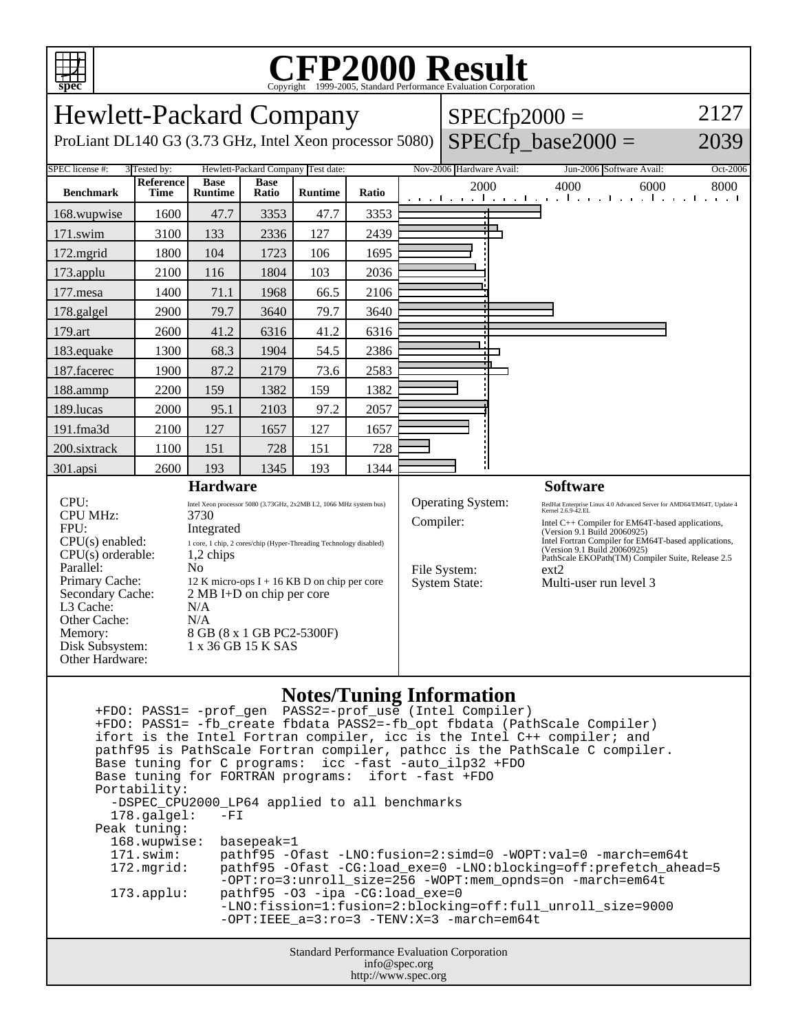# CFP2000 Result

Copyright 1999-2005, Standard Performance Evaluation Corporation

## Hewlett-Packard Company

ProLiant DL140 G3 (3.73 GHz, Intel Xeon processor 5080)

SPECfp2000 = 2127

SPECfp_base2000 = 2039

| SPEC license #: | 3 | Tested by: | Hewlett-Packard Company | Test date: | Nov-2006 | Hardware Avail: | Jun-2006 | Software Avail: | Oct-2006 |
|---|---|---|---|---|---|---|---|---|---|

| Benchmark | Reference Time | Base Runtime | Base Ratio | Runtime | Ratio |
|---|---|---|---|---|---|
| 168.wupwise | 1600 | 47.7 | 3353 | 47.7 | 3353 |
| 171.swim | 3100 | 133 | 2336 | 127 | 2439 |
| 172.mgrid | 1800 | 104 | 1723 | 106 | 1695 |
| 173.applu | 2100 | 116 | 1804 | 103 | 2036 |
| 177.mesa | 1400 | 71.1 | 1968 | 66.5 | 2106 |
| 178.galgel | 2900 | 79.7 | 3640 | 79.7 | 3640 |
| 179.art | 2600 | 41.2 | 6316 | 41.2 | 6316 |
| 183.equake | 1300 | 68.3 | 1904 | 54.5 | 2386 |
| 187.facerec | 1900 | 87.2 | 2179 | 73.6 | 2583 |
| 188.ammp | 2200 | 159 | 1382 | 159 | 1382 |
| 189.lucas | 2000 | 95.1 | 2103 | 97.2 | 2057 |
| 191.fma3d | 2100 | 127 | 1657 | 127 | 1657 |
| 200.sixtrack | 1100 | 151 | 728 | 151 | 728 |
| 301.apsi | 2600 | 193 | 1345 | 193 | 1344 |

### Hardware

| | |
|---|---|
| CPU: | Intel Xeon processor 5080 (3.73GHz, 2x2MB L2, 1066 MHz system bus) |
| CPU MHz: | 3730 |
| FPU: | Integrated |
| CPU(s) enabled: | 1 core, 1 chip, 2 cores/chip (Hyper-Threading Technology disabled) |
| CPU(s) orderable: | 1,2 chips |
| Parallel: | No |
| Primary Cache: | 12 K micro-ops I + 16 KB D on chip per core |
| Secondary Cache: | 2 MB I+D on chip per core |
| L3 Cache: | N/A |
| Other Cache: | N/A |
| Memory: | 8 GB (8 x 1 GB PC2-5300F) |
| Disk Subsystem: | 1 x 36 GB 15 K SAS |
| Other Hardware: | |

### Software

| | |
|---|---|
| Operating System: | RedHat Enterprise Linux 4.0 Advanced Server for AMD64/EM64T, Update 4 Kernel 2.6.9-42.EL |
| Compiler: | Intel C++ Compiler for EM64T-based applications, (Version 9.1 Build 20060925) Intel Fortran Compiler for EM64T-based applications, (Version 9.1 Build 20060925) PathScale EKOPath(TM) Compiler Suite, Release 2.5 |
| File System: | ext2 |
| System State: | Multi-user run level 3 |

### Notes/Tuning Information

```
+FDO: PASS1= -prof_gen  PASS2=-prof_use (Intel Compiler)
+FDO: PASS1= -fb_create fbdata PASS2=-fb_opt fbdata (PathScale Compiler)
ifort is the Intel Fortran compiler, icc is the Intel C++ compiler; and
pathf95 is PathScale Fortran compiler, pathcc is the PathScale C compiler.
Base tuning for C programs:  icc -fast -auto_ilp32 +FDO
Base tuning for FORTRAN programs:  ifort -fast +FDO
Portability:
  -DSPEC_CPU2000_LP64 applied to all benchmarks
  178.galgel:   -FI
Peak tuning:
  168.wupwise:  basepeak=1
  171.swim:     pathf95 -Ofast -LNO:fusion=2:simd=0 -WOPT:val=0 -march=em64t
  172.mgrid:    pathf95 -Ofast -CG:load_exe=0 -LNO:blocking=off:prefetch_ahead=5
                -OPT:ro=3:unroll_size=256 -WOPT:mem_opnds=on -march=em64t
  173.applu:    pathf95 -O3 -ipa -CG:load_exe=0
                -LNO:fission=1:fusion=2:blocking=off:full_unroll_size=9000
                -OPT:IEEE_a=3:ro=3 -TENV:X=3 -march=em64t
```

Standard Performance Evaluation Corporation
info@spec.org
http://www.spec.org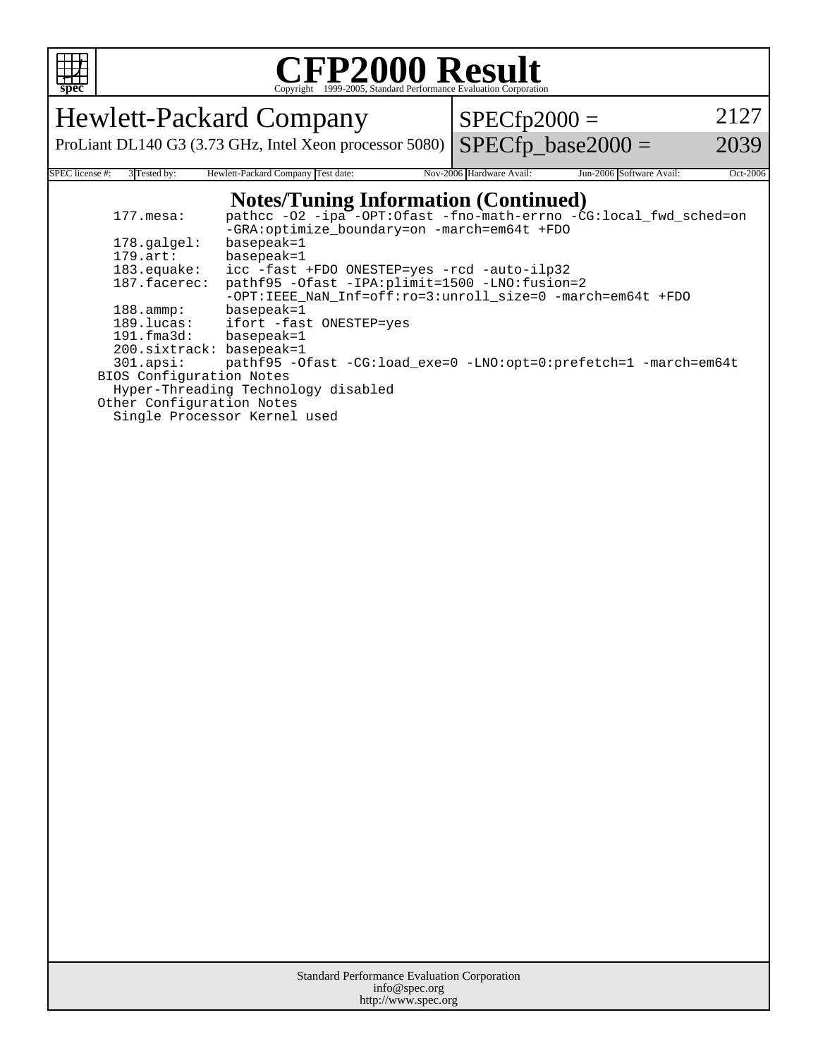# CFP2000 Result

Copyright 1999-2005, Standard Performance Evaluation Corporation

## Hewlett-Packard Company

ProLiant DL140 G3 (3.73 GHz, Intel Xeon processor 5080)

SPECfp2000 = 2127

SPECfp_base2000 = 2039

| SPEC license #: | 3 | Tested by: | Hewlett-Packard Company | Test date: | Nov-2006 | Hardware Avail: | Jun-2006 | Software Avail: | Oct-2006 |
|---|---|---|---|---|---|---|---|---|---|

### Notes/Tuning Information (Continued)

```
177.mesa:      pathcc -O2 -ipa -OPT:Ofast -fno-math-errno -CG:local_fwd_sched=on
               -GRA:optimize_boundary=on -march=em64t +FDO
178.galgel:    basepeak=1
179.art:       basepeak=1
183.equake:    icc -fast +FDO ONESTEP=yes -rcd -auto-ilp32
187.facerec:   pathf95 -Ofast -IPA:plimit=1500 -LNO:fusion=2
               -OPT:IEEE_NaN_Inf=off:ro=3:unroll_size=0 -march=em64t +FDO
188.ammp:      basepeak=1
189.lucas:     ifort -fast ONESTEP=yes
191.fma3d:     basepeak=1
200.sixtrack:  basepeak=1
301.apsi:      pathf95 -Ofast -CG:load_exe=0 -LNO:opt=0:prefetch=1 -march=em64t
BIOS Configuration Notes
  Hyper-Threading Technology disabled
Other Configuration Notes
  Single Processor Kernel used
```

Standard Performance Evaluation Corporation
info@spec.org
http://www.spec.org